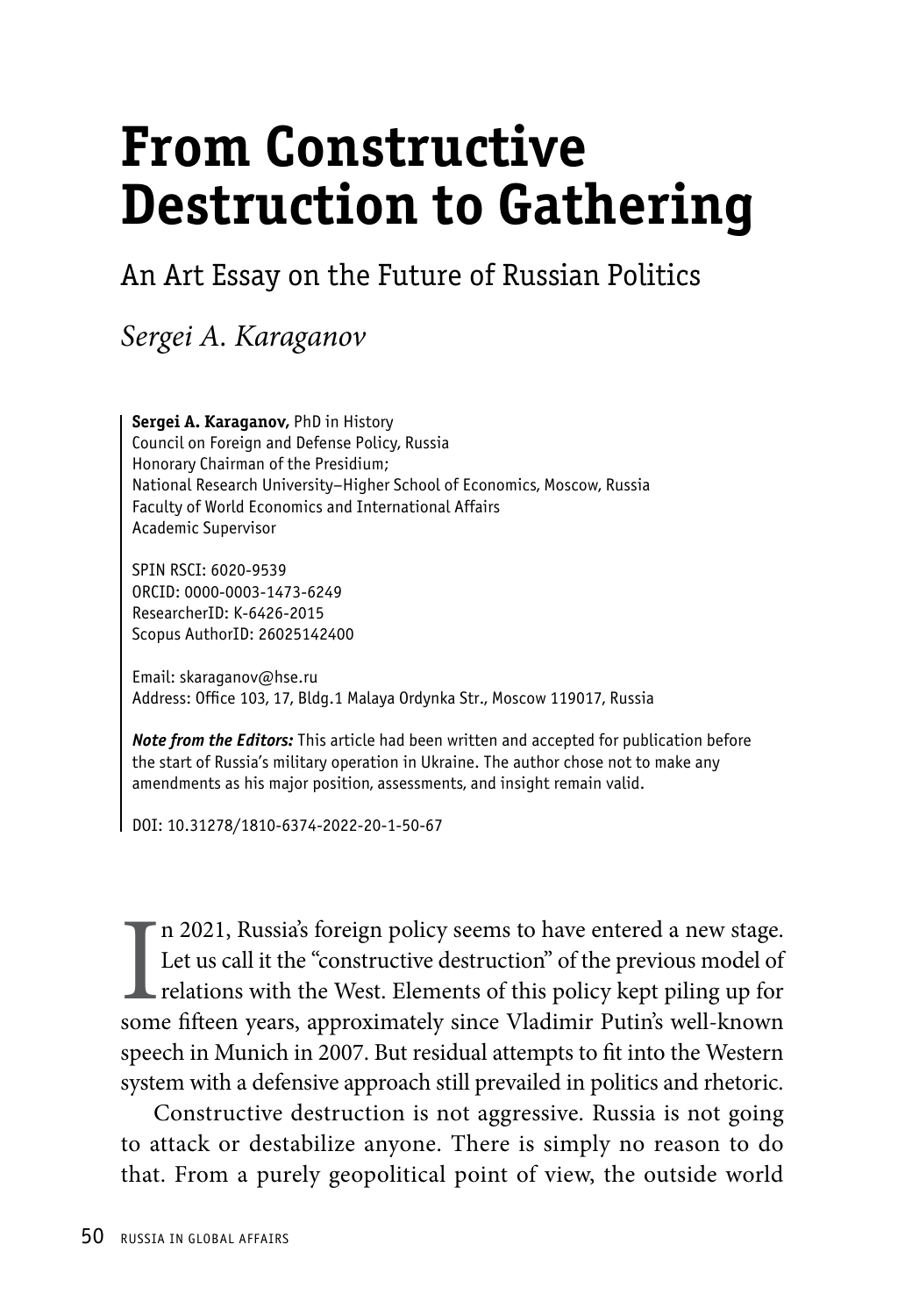# From Constructive Destruction to Gathering

## An Art Essay on the Future of Russian Politics

*Sergei A. Karaganov*

**Sergei A. Karaganov,** PhD in History
Council on Foreign and Defense Policy, Russia
Honorary Chairman of the Presidium;
National Research University–Higher School of Economics, Moscow, Russia
Faculty of World Economics and International Affairs
Academic Supervisor

SPIN RSCI: 6020-9539
ORCID: 0000-0003-1473-6249
ResearcherID: K-6426-2015
Scopus AuthorID: 26025142400

Email: skaraganov@hse.ru
Address: Office 103, 17, Bldg.1 Malaya Ordynka Str., Moscow 119017, Russia

***Note from the Editors:*** This article had been written and accepted for publication before the start of Russia's military operation in Ukraine. The author chose not to make any amendments as his major position, assessments, and insight remain valid.

DOI: 10.31278/1810-6374-2022-20-1-50-67

In 2021, Russia's foreign policy seems to have entered a new stage. Let us call it the "constructive destruction" of the previous model of relations with the West. Elements of this policy kept piling up for some fifteen years, approximately since Vladimir Putin's well-known speech in Munich in 2007. But residual attempts to fit into the Western system with a defensive approach still prevailed in politics and rhetoric.

Constructive destruction is not aggressive. Russia is not going to attack or destabilize anyone. There is simply no reason to do that. From a purely geopolitical point of view, the outside world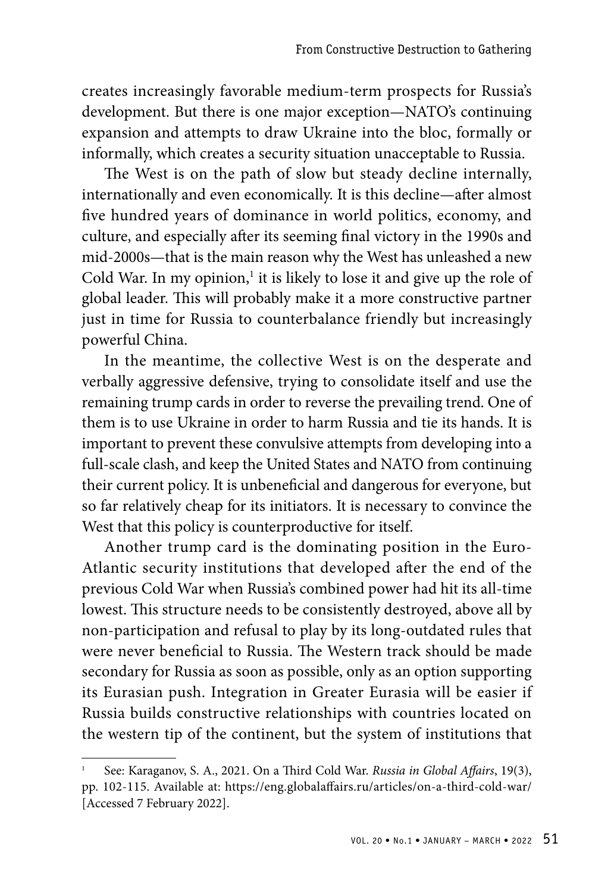creates increasingly favorable medium-term prospects for Russia's development. But there is one major exception—NATO's continuing expansion and attempts to draw Ukraine into the bloc, formally or informally, which creates a security situation unacceptable to Russia.

The West is on the path of slow but steady decline internally, internationally and even economically. It is this decline—after almost five hundred years of dominance in world politics, economy, and culture, and especially after its seeming final victory in the 1990s and mid-2000s—that is the main reason why the West has unleashed a new Cold War. In my opinion,[1] it is likely to lose it and give up the role of global leader. This will probably make it a more constructive partner just in time for Russia to counterbalance friendly but increasingly powerful China.

In the meantime, the collective West is on the desperate and verbally aggressive defensive, trying to consolidate itself and use the remaining trump cards in order to reverse the prevailing trend. One of them is to use Ukraine in order to harm Russia and tie its hands. It is important to prevent these convulsive attempts from developing into a full-scale clash, and keep the United States and NATO from continuing their current policy. It is unbeneficial and dangerous for everyone, but so far relatively cheap for its initiators. It is necessary to convince the West that this policy is counterproductive for itself.

Another trump card is the dominating position in the Euro-Atlantic security institutions that developed after the end of the previous Cold War when Russia's combined power had hit its all-time lowest. This structure needs to be consistently destroyed, above all by non-participation and refusal to play by its long-outdated rules that were never beneficial to Russia. The Western track should be made secondary for Russia as soon as possible, only as an option supporting its Eurasian push. Integration in Greater Eurasia will be easier if Russia builds constructive relationships with countries located on the western tip of the continent, but the system of institutions that

---

[1] See: Karaganov, S. A., 2021. On a Third Cold War. *Russia in Global Affairs*, 19(3), pp. 102-115. Available at: https://eng.globalaffairs.ru/articles/on-a-third-cold-war/ [Accessed 7 February 2022].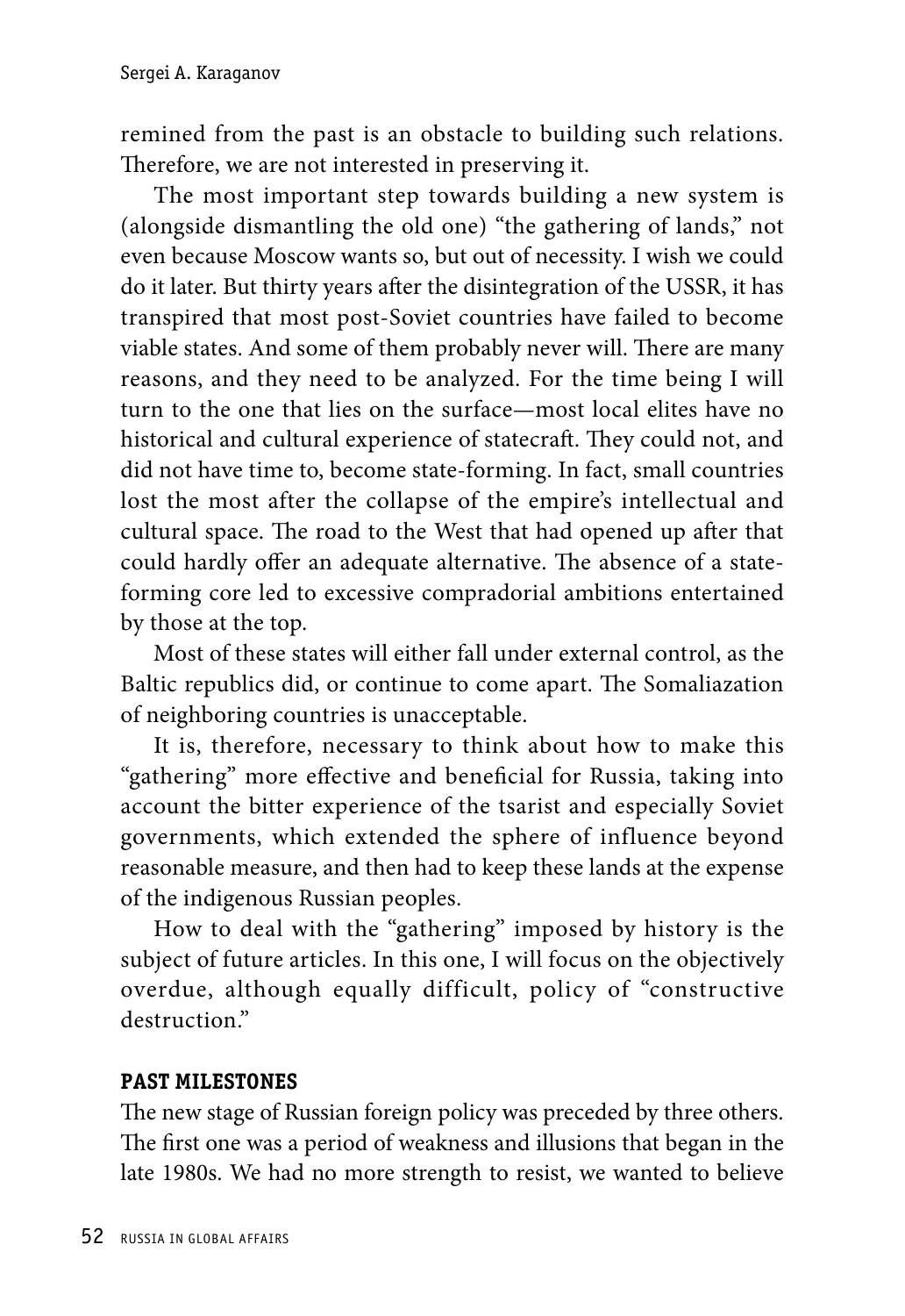remined from the past is an obstacle to building such relations. Therefore, we are not interested in preserving it.

The most important step towards building a new system is (alongside dismantling the old one) "the gathering of lands," not even because Moscow wants so, but out of necessity. I wish we could do it later. But thirty years after the disintegration of the USSR, it has transpired that most post-Soviet countries have failed to become viable states. And some of them probably never will. There are many reasons, and they need to be analyzed. For the time being I will turn to the one that lies on the surface—most local elites have no historical and cultural experience of statecraft. They could not, and did not have time to, become state-forming. In fact, small countries lost the most after the collapse of the empire's intellectual and cultural space. The road to the West that had opened up after that could hardly offer an adequate alternative. The absence of a state-forming core led to excessive compradorial ambitions entertained by those at the top.

Most of these states will either fall under external control, as the Baltic republics did, or continue to come apart. The Somaliazation of neighboring countries is unacceptable.

It is, therefore, necessary to think about how to make this "gathering" more effective and beneficial for Russia, taking into account the bitter experience of the tsarist and especially Soviet governments, which extended the sphere of influence beyond reasonable measure, and then had to keep these lands at the expense of the indigenous Russian peoples.

How to deal with the "gathering" imposed by history is the subject of future articles. In this one, I will focus on the objectively overdue, although equally difficult, policy of "constructive destruction."

## PAST MILESTONES

The new stage of Russian foreign policy was preceded by three others. The first one was a period of weakness and illusions that began in the late 1980s. We had no more strength to resist, we wanted to believe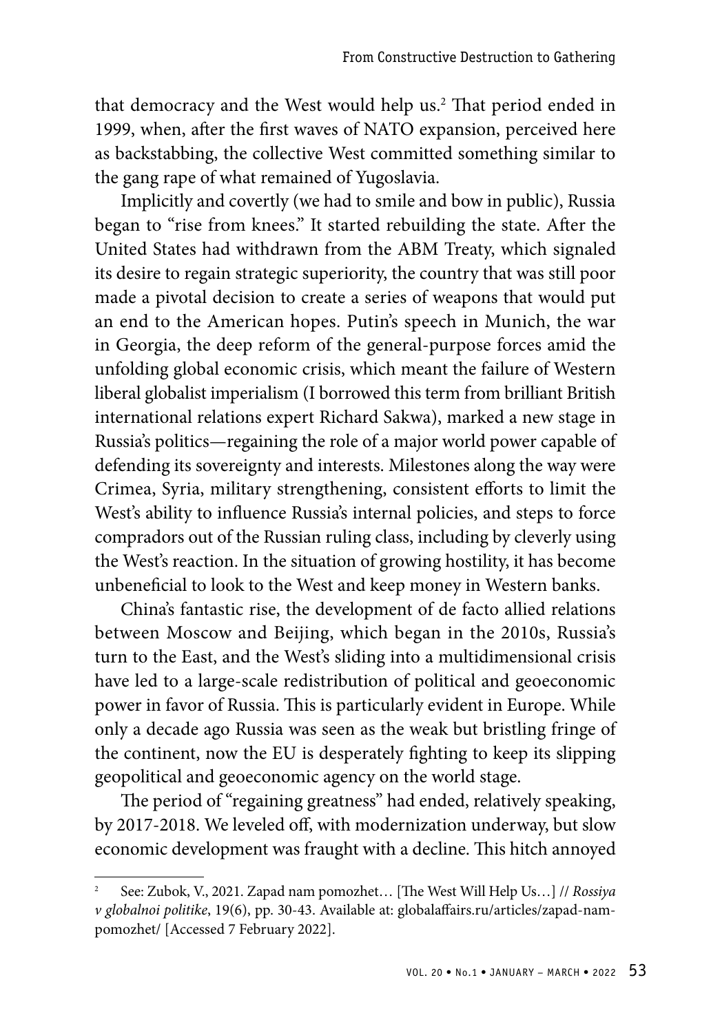that democracy and the West would help us.[2] That period ended in 1999, when, after the first waves of NATO expansion, perceived here as backstabbing, the collective West committed something similar to the gang rape of what remained of Yugoslavia.

Implicitly and covertly (we had to smile and bow in public), Russia began to "rise from knees." It started rebuilding the state. After the United States had withdrawn from the ABM Treaty, which signaled its desire to regain strategic superiority, the country that was still poor made a pivotal decision to create a series of weapons that would put an end to the American hopes. Putin's speech in Munich, the war in Georgia, the deep reform of the general-purpose forces amid the unfolding global economic crisis, which meant the failure of Western liberal globalist imperialism (I borrowed this term from brilliant British international relations expert Richard Sakwa), marked a new stage in Russia's politics—regaining the role of a major world power capable of defending its sovereignty and interests. Milestones along the way were Crimea, Syria, military strengthening, consistent efforts to limit the West's ability to influence Russia's internal policies, and steps to force compradors out of the Russian ruling class, including by cleverly using the West's reaction. In the situation of growing hostility, it has become unbeneficial to look to the West and keep money in Western banks.

China's fantastic rise, the development of de facto allied relations between Moscow and Beijing, which began in the 2010s, Russia's turn to the East, and the West's sliding into a multidimensional crisis have led to a large-scale redistribution of political and geoeconomic power in favor of Russia. This is particularly evident in Europe. While only a decade ago Russia was seen as the weak but bristling fringe of the continent, now the EU is desperately fighting to keep its slipping geopolitical and geoeconomic agency on the world stage.

The period of "regaining greatness" had ended, relatively speaking, by 2017-2018. We leveled off, with modernization underway, but slow economic development was fraught with a decline. This hitch annoyed

---

[2] See: Zubok, V., 2021. Zapad nam pomozhet… [The West Will Help Us…] // *Rossiya v globalnoi politike*, 19(6), pp. 30-43. Available at: globalaffairs.ru/articles/zapad-nam-pomozhet/ [Accessed 7 February 2022].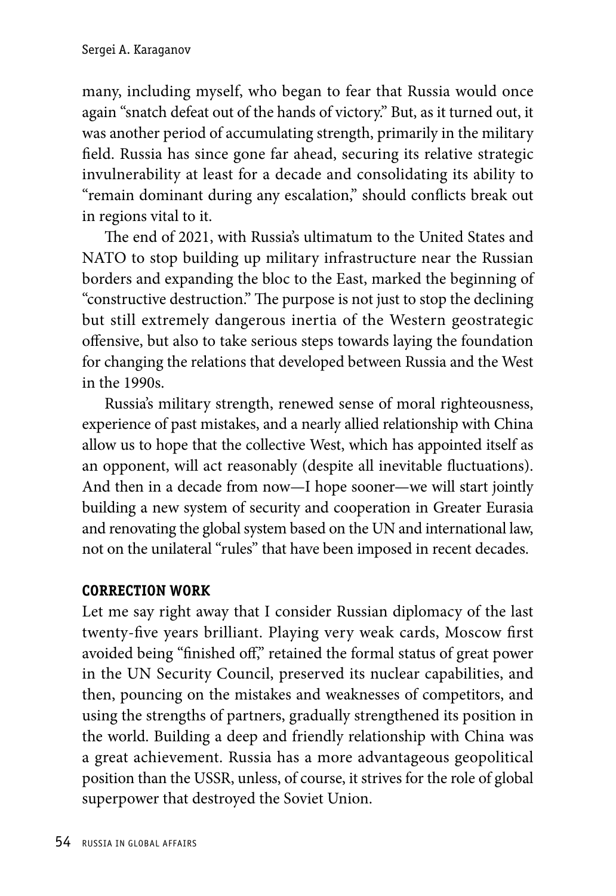many, including myself, who began to fear that Russia would once again "snatch defeat out of the hands of victory." But, as it turned out, it was another period of accumulating strength, primarily in the military field. Russia has since gone far ahead, securing its relative strategic invulnerability at least for a decade and consolidating its ability to "remain dominant during any escalation," should conflicts break out in regions vital to it.

The end of 2021, with Russia's ultimatum to the United States and NATO to stop building up military infrastructure near the Russian borders and expanding the bloc to the East, marked the beginning of "constructive destruction." The purpose is not just to stop the declining but still extremely dangerous inertia of the Western geostrategic offensive, but also to take serious steps towards laying the foundation for changing the relations that developed between Russia and the West in the 1990s.

Russia's military strength, renewed sense of moral righteousness, experience of past mistakes, and a nearly allied relationship with China allow us to hope that the collective West, which has appointed itself as an opponent, will act reasonably (despite all inevitable fluctuations). And then in a decade from now—I hope sooner—we will start jointly building a new system of security and cooperation in Greater Eurasia and renovating the global system based on the UN and international law, not on the unilateral "rules" that have been imposed in recent decades.

### CORRECTION WORK

Let me say right away that I consider Russian diplomacy of the last twenty-five years brilliant. Playing very weak cards, Moscow first avoided being "finished off," retained the formal status of great power in the UN Security Council, preserved its nuclear capabilities, and then, pouncing on the mistakes and weaknesses of competitors, and using the strengths of partners, gradually strengthened its position in the world. Building a deep and friendly relationship with China was a great achievement. Russia has a more advantageous geopolitical position than the USSR, unless, of course, it strives for the role of global superpower that destroyed the Soviet Union.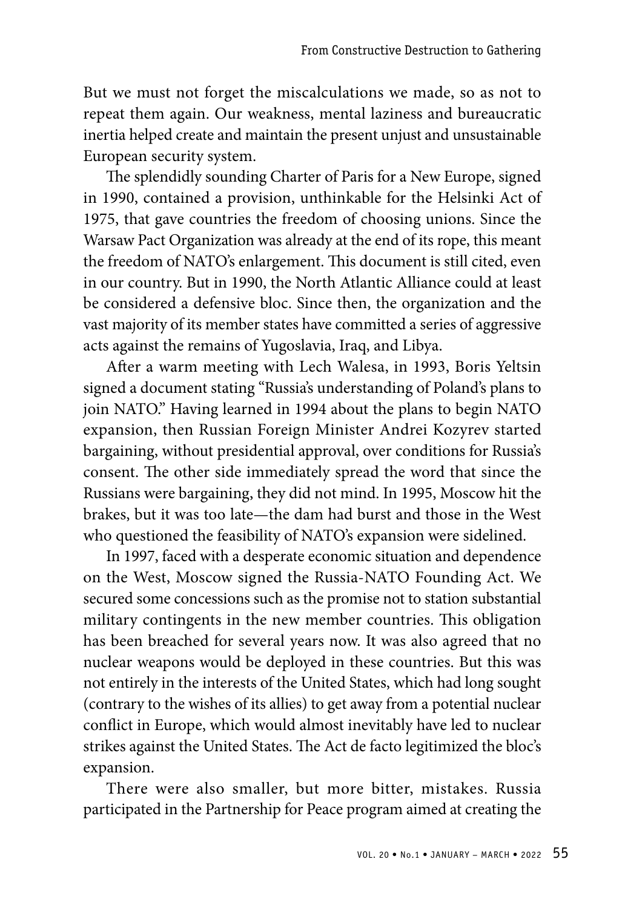But we must not forget the miscalculations we made, so as not to repeat them again. Our weakness, mental laziness and bureaucratic inertia helped create and maintain the present unjust and unsustainable European security system.

The splendidly sounding Charter of Paris for a New Europe, signed in 1990, contained a provision, unthinkable for the Helsinki Act of 1975, that gave countries the freedom of choosing unions. Since the Warsaw Pact Organization was already at the end of its rope, this meant the freedom of NATO's enlargement. This document is still cited, even in our country. But in 1990, the North Atlantic Alliance could at least be considered a defensive bloc. Since then, the organization and the vast majority of its member states have committed a series of aggressive acts against the remains of Yugoslavia, Iraq, and Libya.

After a warm meeting with Lech Walesa, in 1993, Boris Yeltsin signed a document stating "Russia's understanding of Poland's plans to join NATO." Having learned in 1994 about the plans to begin NATO expansion, then Russian Foreign Minister Andrei Kozyrev started bargaining, without presidential approval, over conditions for Russia's consent. The other side immediately spread the word that since the Russians were bargaining, they did not mind. In 1995, Moscow hit the brakes, but it was too late—the dam had burst and those in the West who questioned the feasibility of NATO's expansion were sidelined.

In 1997, faced with a desperate economic situation and dependence on the West, Moscow signed the Russia-NATO Founding Act. We secured some concessions such as the promise not to station substantial military contingents in the new member countries. This obligation has been breached for several years now. It was also agreed that no nuclear weapons would be deployed in these countries. But this was not entirely in the interests of the United States, which had long sought (contrary to the wishes of its allies) to get away from a potential nuclear conflict in Europe, which would almost inevitably have led to nuclear strikes against the United States. The Act de facto legitimized the bloc's expansion.

There were also smaller, but more bitter, mistakes. Russia participated in the Partnership for Peace program aimed at creating the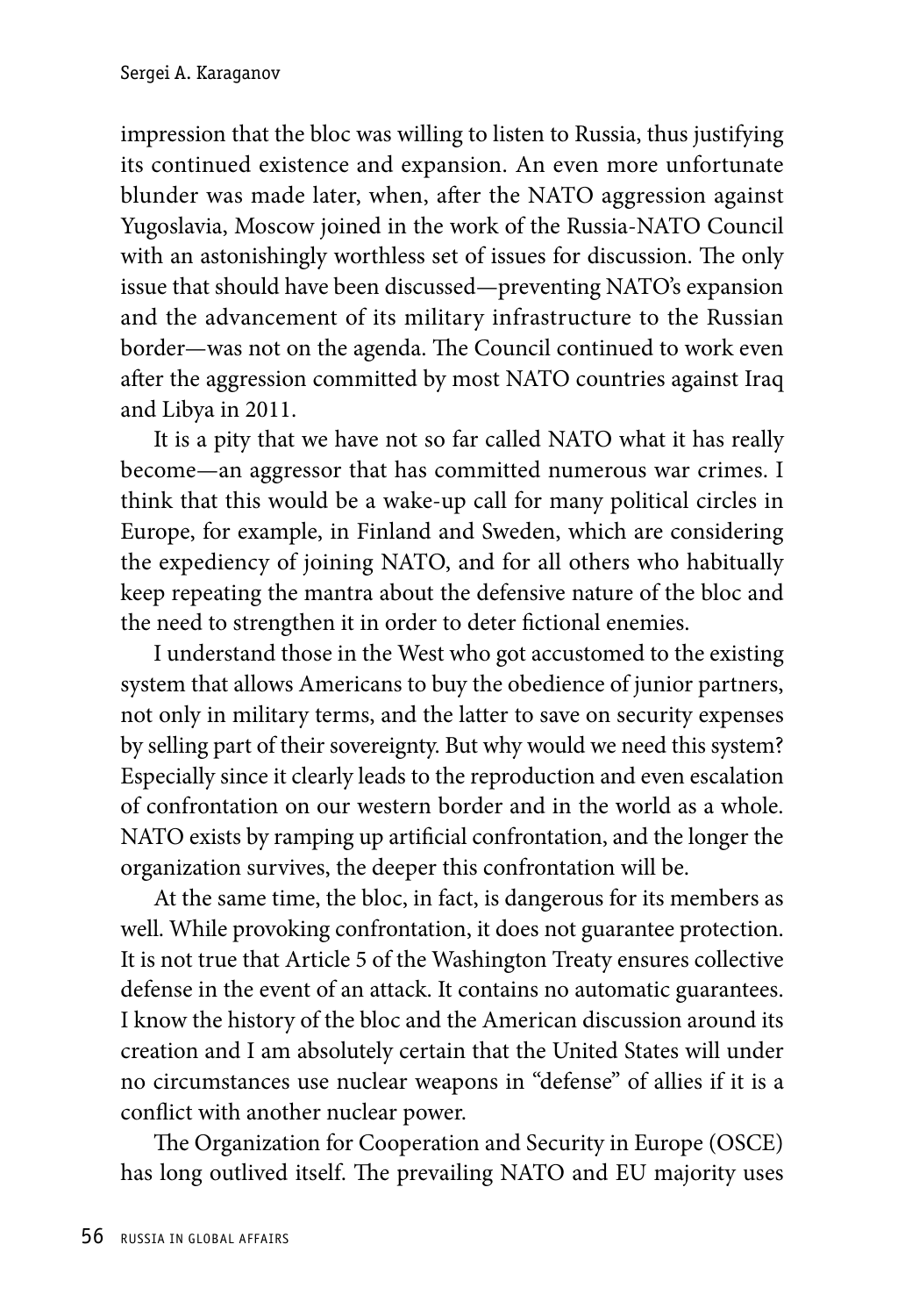impression that the bloc was willing to listen to Russia, thus justifying its continued existence and expansion. An even more unfortunate blunder was made later, when, after the NATO aggression against Yugoslavia, Moscow joined in the work of the Russia-NATO Council with an astonishingly worthless set of issues for discussion. The only issue that should have been discussed—preventing NATO's expansion and the advancement of its military infrastructure to the Russian border—was not on the agenda. The Council continued to work even after the aggression committed by most NATO countries against Iraq and Libya in 2011.

It is a pity that we have not so far called NATO what it has really become—an aggressor that has committed numerous war crimes. I think that this would be a wake-up call for many political circles in Europe, for example, in Finland and Sweden, which are considering the expediency of joining NATO, and for all others who habitually keep repeating the mantra about the defensive nature of the bloc and the need to strengthen it in order to deter fictional enemies.

I understand those in the West who got accustomed to the existing system that allows Americans to buy the obedience of junior partners, not only in military terms, and the latter to save on security expenses by selling part of their sovereignty. But why would we need this system? Especially since it clearly leads to the reproduction and even escalation of confrontation on our western border and in the world as a whole. NATO exists by ramping up artificial confrontation, and the longer the organization survives, the deeper this confrontation will be.

At the same time, the bloc, in fact, is dangerous for its members as well. While provoking confrontation, it does not guarantee protection. It is not true that Article 5 of the Washington Treaty ensures collective defense in the event of an attack. It contains no automatic guarantees. I know the history of the bloc and the American discussion around its creation and I am absolutely certain that the United States will under no circumstances use nuclear weapons in "defense" of allies if it is a conflict with another nuclear power.

The Organization for Cooperation and Security in Europe (OSCE) has long outlived itself. The prevailing NATO and EU majority uses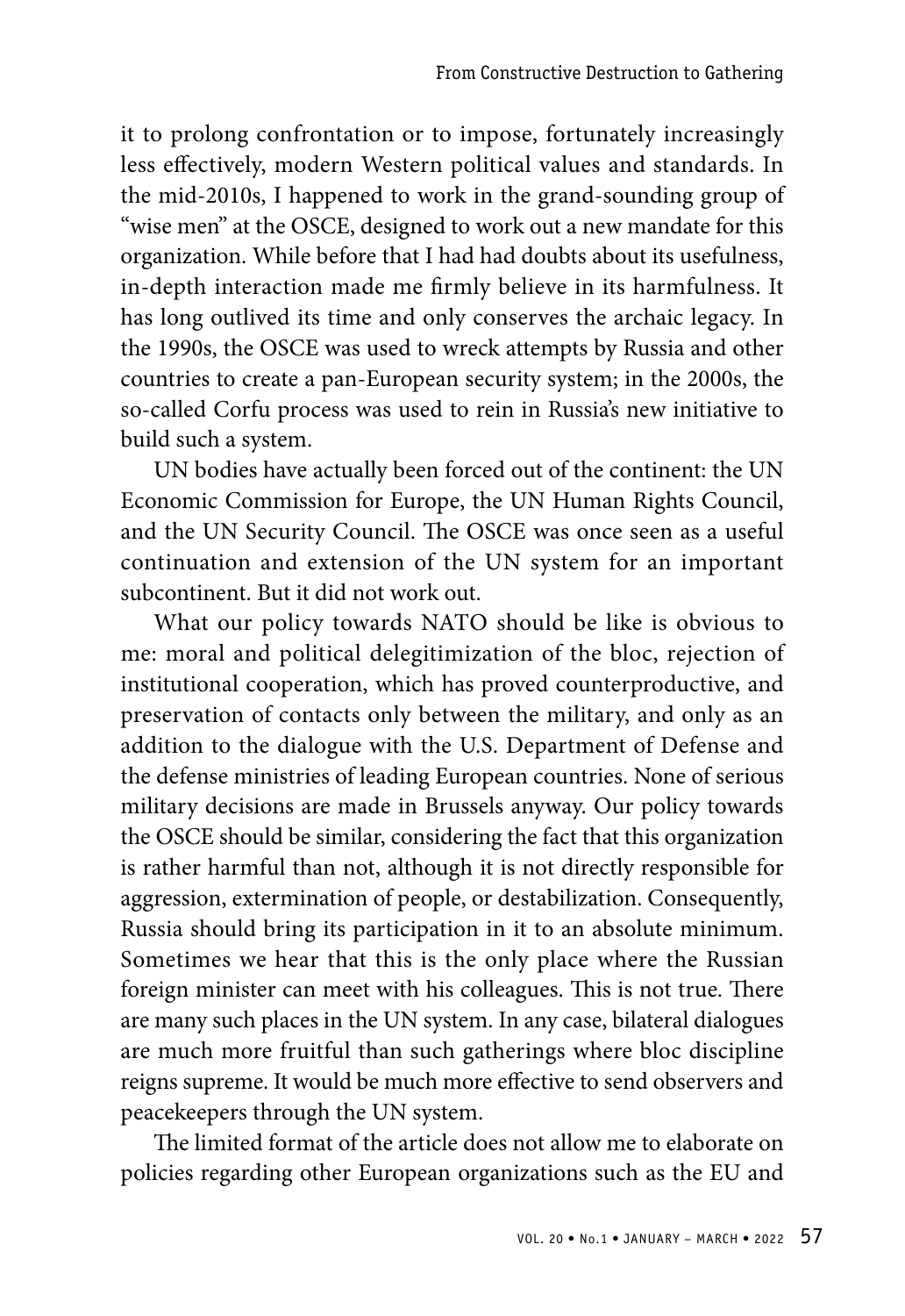it to prolong confrontation or to impose, fortunately increasingly less effectively, modern Western political values and standards. In the mid-2010s, I happened to work in the grand-sounding group of "wise men" at the OSCE, designed to work out a new mandate for this organization. While before that I had had doubts about its usefulness, in-depth interaction made me firmly believe in its harmfulness. It has long outlived its time and only conserves the archaic legacy. In the 1990s, the OSCE was used to wreck attempts by Russia and other countries to create a pan-European security system; in the 2000s, the so-called Corfu process was used to rein in Russia's new initiative to build such a system.

UN bodies have actually been forced out of the continent: the UN Economic Commission for Europe, the UN Human Rights Council, and the UN Security Council. The OSCE was once seen as a useful continuation and extension of the UN system for an important subcontinent. But it did not work out.

What our policy towards NATO should be like is obvious to me: moral and political delegitimization of the bloc, rejection of institutional cooperation, which has proved counterproductive, and preservation of contacts only between the military, and only as an addition to the dialogue with the U.S. Department of Defense and the defense ministries of leading European countries. None of serious military decisions are made in Brussels anyway. Our policy towards the OSCE should be similar, considering the fact that this organization is rather harmful than not, although it is not directly responsible for aggression, extermination of people, or destabilization. Consequently, Russia should bring its participation in it to an absolute minimum. Sometimes we hear that this is the only place where the Russian foreign minister can meet with his colleagues. This is not true. There are many such places in the UN system. In any case, bilateral dialogues are much more fruitful than such gatherings where bloc discipline reigns supreme. It would be much more effective to send observers and peacekeepers through the UN system.

The limited format of the article does not allow me to elaborate on policies regarding other European organizations such as the EU and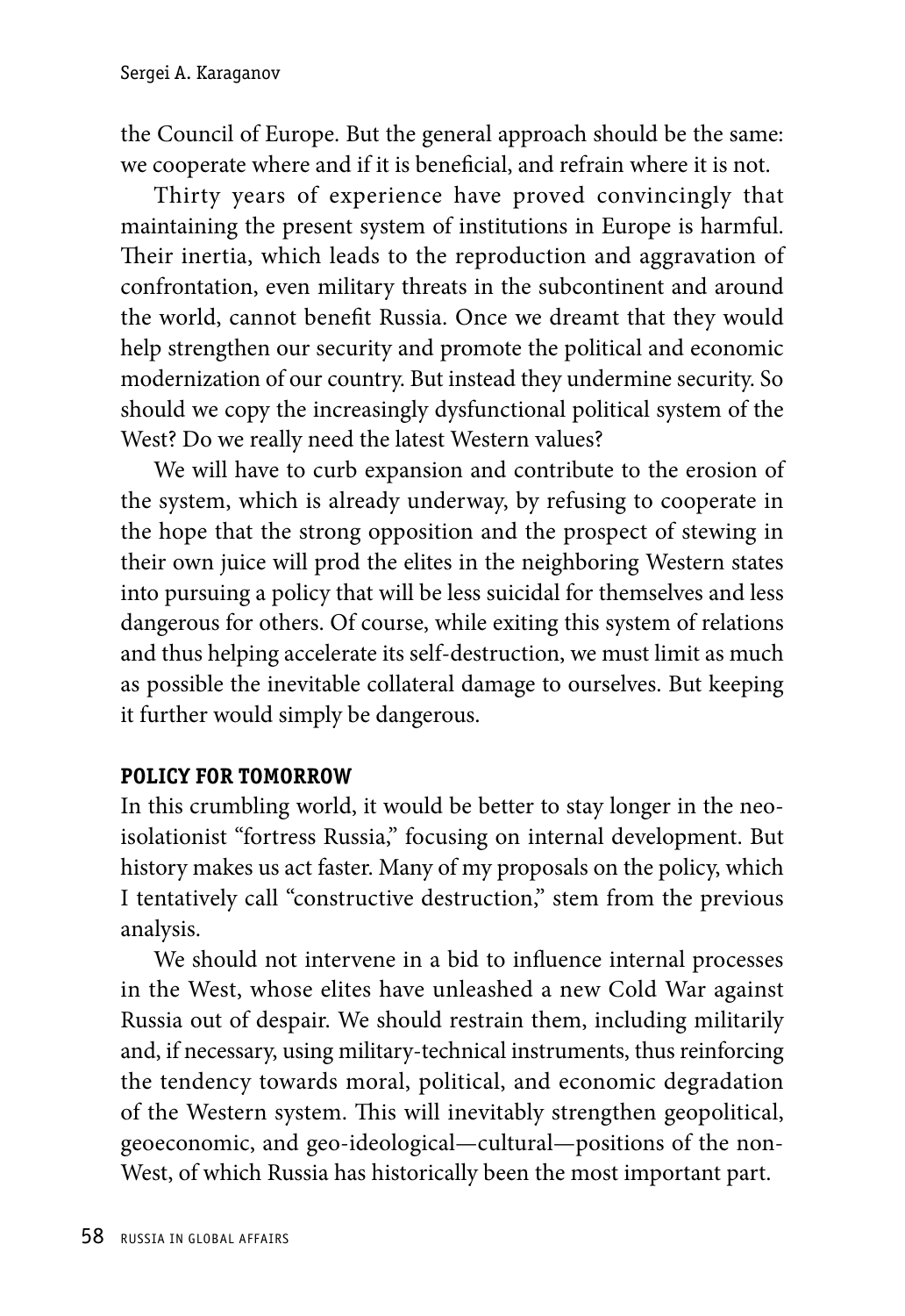the Council of Europe. But the general approach should be the same: we cooperate where and if it is beneficial, and refrain where it is not.

Thirty years of experience have proved convincingly that maintaining the present system of institutions in Europe is harmful. Their inertia, which leads to the reproduction and aggravation of confrontation, even military threats in the subcontinent and around the world, cannot benefit Russia. Once we dreamt that they would help strengthen our security and promote the political and economic modernization of our country. But instead they undermine security. So should we copy the increasingly dysfunctional political system of the West? Do we really need the latest Western values?

We will have to curb expansion and contribute to the erosion of the system, which is already underway, by refusing to cooperate in the hope that the strong opposition and the prospect of stewing in their own juice will prod the elites in the neighboring Western states into pursuing a policy that will be less suicidal for themselves and less dangerous for others. Of course, while exiting this system of relations and thus helping accelerate its self-destruction, we must limit as much as possible the inevitable collateral damage to ourselves. But keeping it further would simply be dangerous.

## POLICY FOR TOMORROW

In this crumbling world, it would be better to stay longer in the neo-isolationist "fortress Russia," focusing on internal development. But history makes us act faster. Many of my proposals on the policy, which I tentatively call "constructive destruction," stem from the previous analysis.

We should not intervene in a bid to influence internal processes in the West, whose elites have unleashed a new Cold War against Russia out of despair. We should restrain them, including militarily and, if necessary, using military-technical instruments, thus reinforcing the tendency towards moral, political, and economic degradation of the Western system. This will inevitably strengthen geopolitical, geoeconomic, and geo-ideological—cultural—positions of the non-West, of which Russia has historically been the most important part.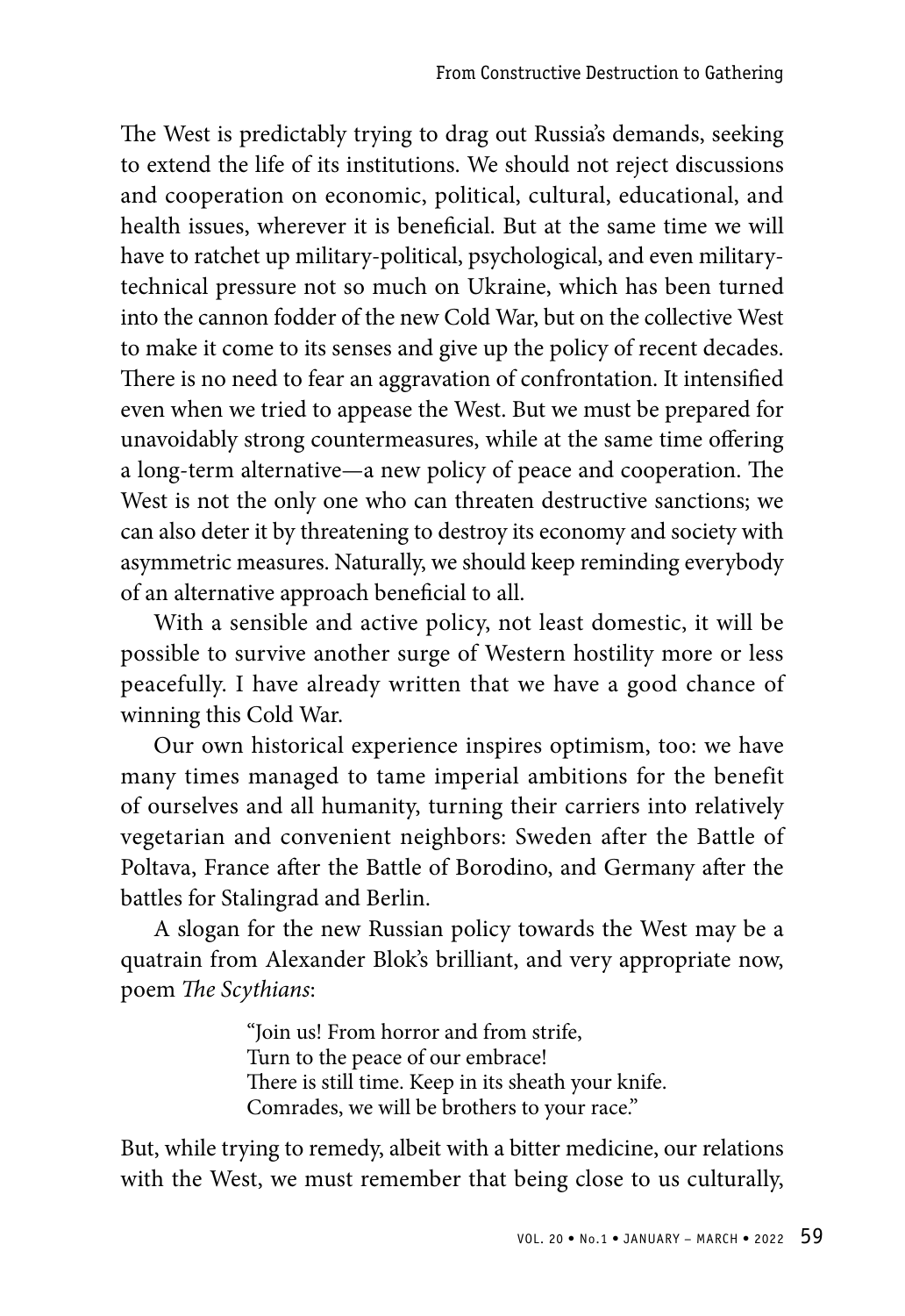The West is predictably trying to drag out Russia's demands, seeking to extend the life of its institutions. We should not reject discussions and cooperation on economic, political, cultural, educational, and health issues, wherever it is beneficial. But at the same time we will have to ratchet up military-political, psychological, and even military-technical pressure not so much on Ukraine, which has been turned into the cannon fodder of the new Cold War, but on the collective West to make it come to its senses and give up the policy of recent decades. There is no need to fear an aggravation of confrontation. It intensified even when we tried to appease the West. But we must be prepared for unavoidably strong countermeasures, while at the same time offering a long-term alternative—a new policy of peace and cooperation. The West is not the only one who can threaten destructive sanctions; we can also deter it by threatening to destroy its economy and society with asymmetric measures. Naturally, we should keep reminding everybody of an alternative approach beneficial to all.

With a sensible and active policy, not least domestic, it will be possible to survive another surge of Western hostility more or less peacefully. I have already written that we have a good chance of winning this Cold War.

Our own historical experience inspires optimism, too: we have many times managed to tame imperial ambitions for the benefit of ourselves and all humanity, turning their carriers into relatively vegetarian and convenient neighbors: Sweden after the Battle of Poltava, France after the Battle of Borodino, and Germany after the battles for Stalingrad and Berlin.

A slogan for the new Russian policy towards the West may be a quatrain from Alexander Blok's brilliant, and very appropriate now, poem *The Scythians*:

> "Join us! From horror and from strife,
> Turn to the peace of our embrace!
> There is still time. Keep in its sheath your knife.
> Comrades, we will be brothers to your race."

But, while trying to remedy, albeit with a bitter medicine, our relations with the West, we must remember that being close to us culturally,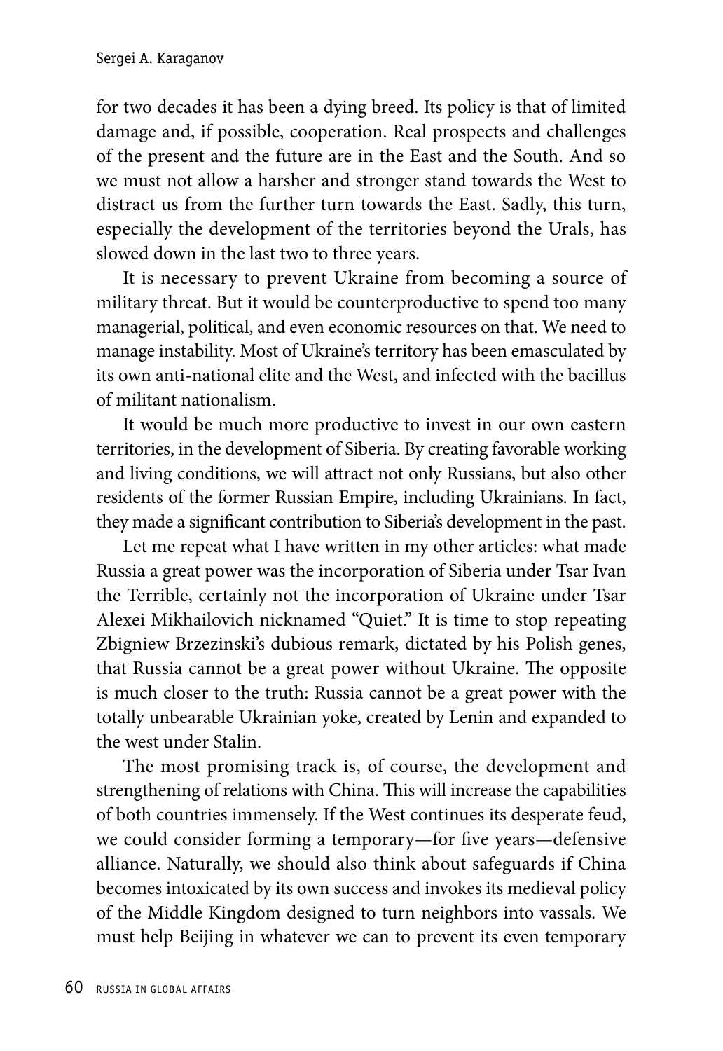for two decades it has been a dying breed. Its policy is that of limited damage and, if possible, cooperation. Real prospects and challenges of the present and the future are in the East and the South. And so we must not allow a harsher and stronger stand towards the West to distract us from the further turn towards the East. Sadly, this turn, especially the development of the territories beyond the Urals, has slowed down in the last two to three years.

It is necessary to prevent Ukraine from becoming a source of military threat. But it would be counterproductive to spend too many managerial, political, and even economic resources on that. We need to manage instability. Most of Ukraine's territory has been emasculated by its own anti-national elite and the West, and infected with the bacillus of militant nationalism.

It would be much more productive to invest in our own eastern territories, in the development of Siberia. By creating favorable working and living conditions, we will attract not only Russians, but also other residents of the former Russian Empire, including Ukrainians. In fact, they made a significant contribution to Siberia's development in the past.

Let me repeat what I have written in my other articles: what made Russia a great power was the incorporation of Siberia under Tsar Ivan the Terrible, certainly not the incorporation of Ukraine under Tsar Alexei Mikhailovich nicknamed "Quiet." It is time to stop repeating Zbigniew Brzezinski's dubious remark, dictated by his Polish genes, that Russia cannot be a great power without Ukraine. The opposite is much closer to the truth: Russia cannot be a great power with the totally unbearable Ukrainian yoke, created by Lenin and expanded to the west under Stalin.

The most promising track is, of course, the development and strengthening of relations with China. This will increase the capabilities of both countries immensely. If the West continues its desperate feud, we could consider forming a temporary—for five years—defensive alliance. Naturally, we should also think about safeguards if China becomes intoxicated by its own success and invokes its medieval policy of the Middle Kingdom designed to turn neighbors into vassals. We must help Beijing in whatever we can to prevent its even temporary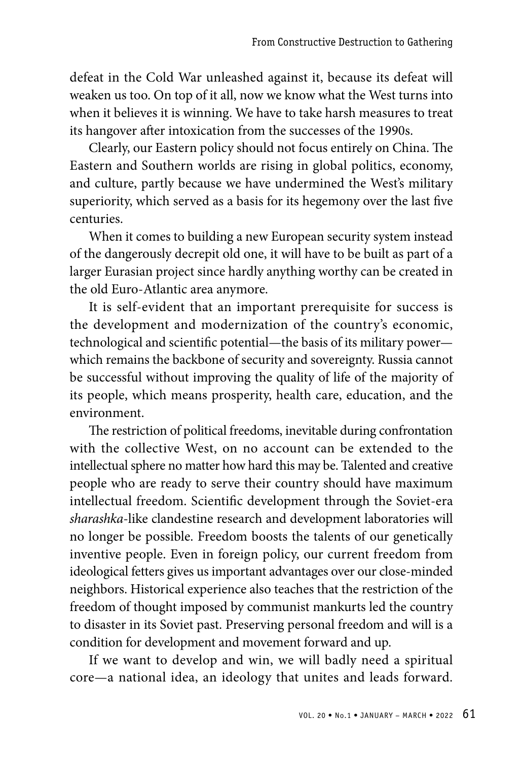defeat in the Cold War unleashed against it, because its defeat will weaken us too. On top of it all, now we know what the West turns into when it believes it is winning. We have to take harsh measures to treat its hangover after intoxication from the successes of the 1990s.

Clearly, our Eastern policy should not focus entirely on China. The Eastern and Southern worlds are rising in global politics, economy, and culture, partly because we have undermined the West's military superiority, which served as a basis for its hegemony over the last five centuries.

When it comes to building a new European security system instead of the dangerously decrepit old one, it will have to be built as part of a larger Eurasian project since hardly anything worthy can be created in the old Euro-Atlantic area anymore.

It is self-evident that an important prerequisite for success is the development and modernization of the country's economic, technological and scientific potential—the basis of its military power—which remains the backbone of security and sovereignty. Russia cannot be successful without improving the quality of life of the majority of its people, which means prosperity, health care, education, and the environment.

The restriction of political freedoms, inevitable during confrontation with the collective West, on no account can be extended to the intellectual sphere no matter how hard this may be. Talented and creative people who are ready to serve their country should have maximum intellectual freedom. Scientific development through the Soviet-era *sharashka*-like clandestine research and development laboratories will no longer be possible. Freedom boosts the talents of our genetically inventive people. Even in foreign policy, our current freedom from ideological fetters gives us important advantages over our close-minded neighbors. Historical experience also teaches that the restriction of the freedom of thought imposed by communist mankurts led the country to disaster in its Soviet past. Preserving personal freedom and will is a condition for development and movement forward and up.

If we want to develop and win, we will badly need a spiritual core—a national idea, an ideology that unites and leads forward.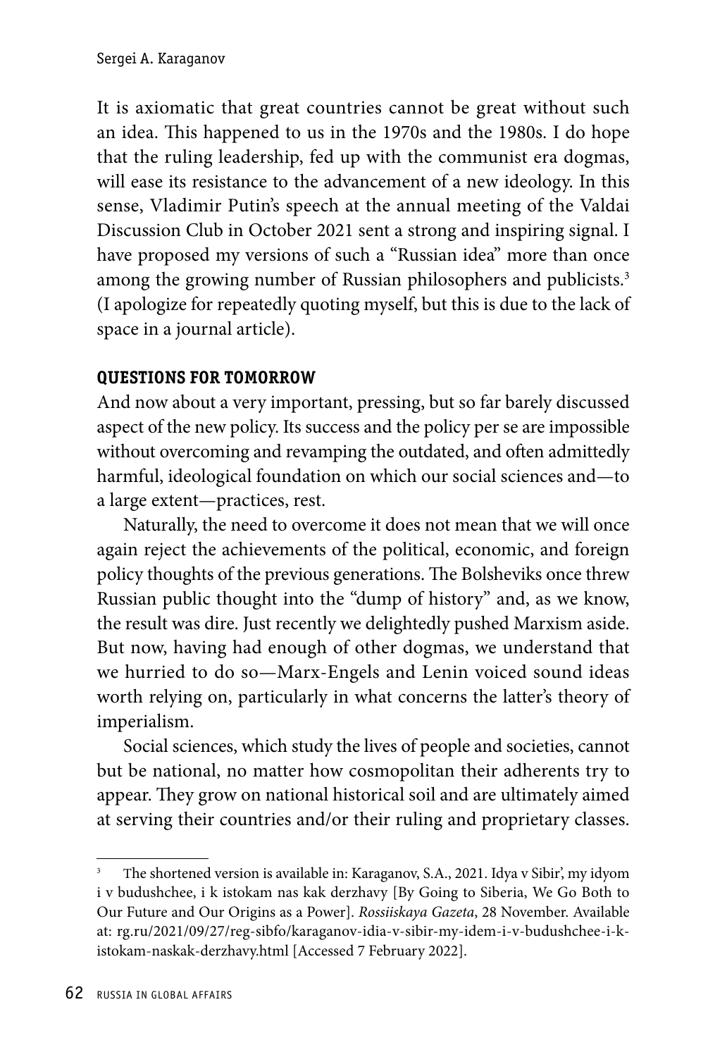It is axiomatic that great countries cannot be great without such an idea. This happened to us in the 1970s and the 1980s. I do hope that the ruling leadership, fed up with the communist era dogmas, will ease its resistance to the advancement of a new ideology. In this sense, Vladimir Putin's speech at the annual meeting of the Valdai Discussion Club in October 2021 sent a strong and inspiring signal. I have proposed my versions of such a "Russian idea" more than once among the growing number of Russian philosophers and publicists.[3] (I apologize for repeatedly quoting myself, but this is due to the lack of space in a journal article).

### QUESTIONS FOR TOMORROW

And now about a very important, pressing, but so far barely discussed aspect of the new policy. Its success and the policy per se are impossible without overcoming and revamping the outdated, and often admittedly harmful, ideological foundation on which our social sciences and—to a large extent—practices, rest.

Naturally, the need to overcome it does not mean that we will once again reject the achievements of the political, economic, and foreign policy thoughts of the previous generations. The Bolsheviks once threw Russian public thought into the "dump of history" and, as we know, the result was dire. Just recently we delightedly pushed Marxism aside. But now, having had enough of other dogmas, we understand that we hurried to do so—Marx-Engels and Lenin voiced sound ideas worth relying on, particularly in what concerns the latter's theory of imperialism.

Social sciences, which study the lives of people and societies, cannot but be national, no matter how cosmopolitan their adherents try to appear. They grow on national historical soil and are ultimately aimed at serving their countries and/or their ruling and proprietary classes.

---

[3] The shortened version is available in: Karaganov, S.A., 2021. Idya v Sibir', my idyom i v budushchee, i k istokam nas kak derzhavy [By Going to Siberia, We Go Both to Our Future and Our Origins as a Power]. *Rossiiskaya Gazeta*, 28 November. Available at: rg.ru/2021/09/27/reg-sibfo/karaganov-idia-v-sibir-my-idem-i-v-budushchee-i-k-istokam-naskak-derzhavy.html [Accessed 7 February 2022].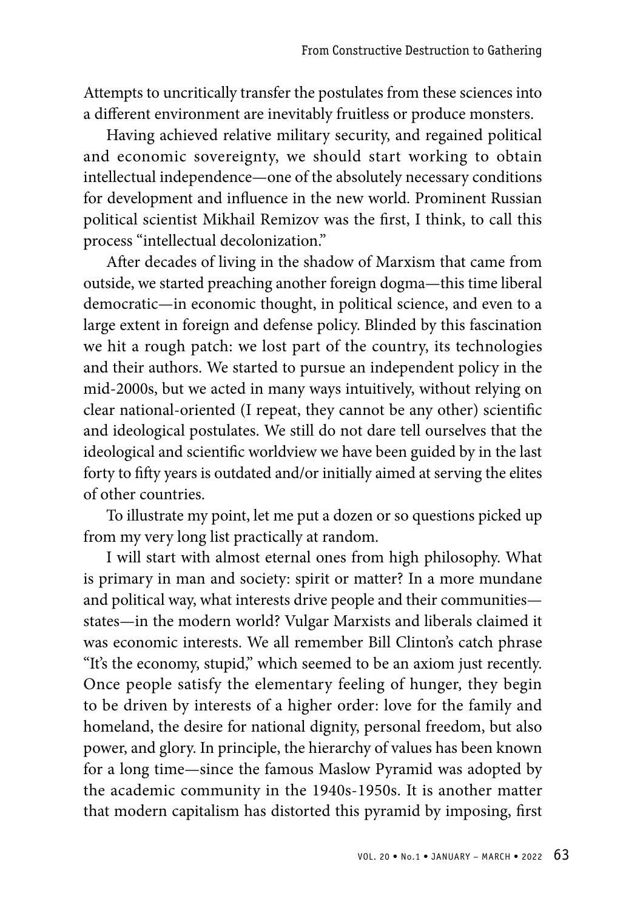Attempts to uncritically transfer the postulates from these sciences into a different environment are inevitably fruitless or produce monsters.

Having achieved relative military security, and regained political and economic sovereignty, we should start working to obtain intellectual independence—one of the absolutely necessary conditions for development and influence in the new world. Prominent Russian political scientist Mikhail Remizov was the first, I think, to call this process "intellectual decolonization."

After decades of living in the shadow of Marxism that came from outside, we started preaching another foreign dogma—this time liberal democratic—in economic thought, in political science, and even to a large extent in foreign and defense policy. Blinded by this fascination we hit a rough patch: we lost part of the country, its technologies and their authors. We started to pursue an independent policy in the mid-2000s, but we acted in many ways intuitively, without relying on clear national-oriented (I repeat, they cannot be any other) scientific and ideological postulates. We still do not dare tell ourselves that the ideological and scientific worldview we have been guided by in the last forty to fifty years is outdated and/or initially aimed at serving the elites of other countries.

To illustrate my point, let me put a dozen or so questions picked up from my very long list practically at random.

I will start with almost eternal ones from high philosophy. What is primary in man and society: spirit or matter? In a more mundane and political way, what interests drive people and their communities—states—in the modern world? Vulgar Marxists and liberals claimed it was economic interests. We all remember Bill Clinton's catch phrase "It's the economy, stupid," which seemed to be an axiom just recently. Once people satisfy the elementary feeling of hunger, they begin to be driven by interests of a higher order: love for the family and homeland, the desire for national dignity, personal freedom, but also power, and glory. In principle, the hierarchy of values has been known for a long time—since the famous Maslow Pyramid was adopted by the academic community in the 1940s-1950s. It is another matter that modern capitalism has distorted this pyramid by imposing, first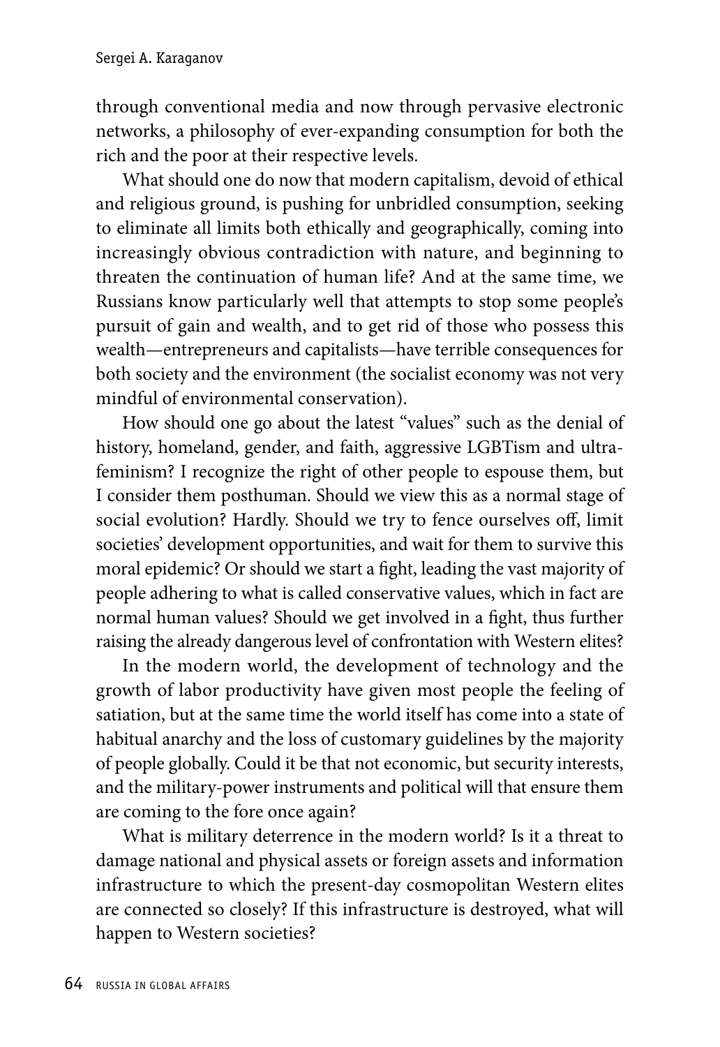through conventional media and now through pervasive electronic networks, a philosophy of ever-expanding consumption for both the rich and the poor at their respective levels.

What should one do now that modern capitalism, devoid of ethical and religious ground, is pushing for unbridled consumption, seeking to eliminate all limits both ethically and geographically, coming into increasingly obvious contradiction with nature, and beginning to threaten the continuation of human life? And at the same time, we Russians know particularly well that attempts to stop some people's pursuit of gain and wealth, and to get rid of those who possess this wealth—entrepreneurs and capitalists—have terrible consequences for both society and the environment (the socialist economy was not very mindful of environmental conservation).

How should one go about the latest "values" such as the denial of history, homeland, gender, and faith, aggressive LGBTism and ultra-feminism? I recognize the right of other people to espouse them, but I consider them posthuman. Should we view this as a normal stage of social evolution? Hardly. Should we try to fence ourselves off, limit societies' development opportunities, and wait for them to survive this moral epidemic? Or should we start a fight, leading the vast majority of people adhering to what is called conservative values, which in fact are normal human values? Should we get involved in a fight, thus further raising the already dangerous level of confrontation with Western elites?

In the modern world, the development of technology and the growth of labor productivity have given most people the feeling of satiation, but at the same time the world itself has come into a state of habitual anarchy and the loss of customary guidelines by the majority of people globally. Could it be that not economic, but security interests, and the military-power instruments and political will that ensure them are coming to the fore once again?

What is military deterrence in the modern world? Is it a threat to damage national and physical assets or foreign assets and information infrastructure to which the present-day cosmopolitan Western elites are connected so closely? If this infrastructure is destroyed, what will happen to Western societies?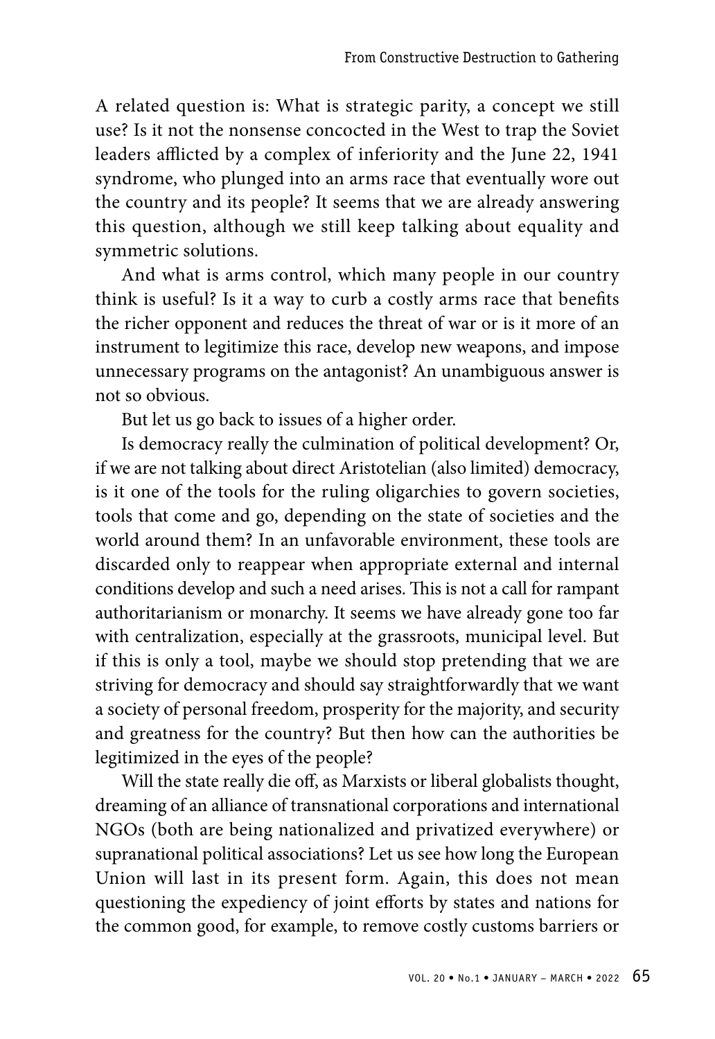A related question is: What is strategic parity, a concept we still use? Is it not the nonsense concocted in the West to trap the Soviet leaders afflicted by a complex of inferiority and the June 22, 1941 syndrome, who plunged into an arms race that eventually wore out the country and its people? It seems that we are already answering this question, although we still keep talking about equality and symmetric solutions.

And what is arms control, which many people in our country think is useful? Is it a way to curb a costly arms race that benefits the richer opponent and reduces the threat of war or is it more of an instrument to legitimize this race, develop new weapons, and impose unnecessary programs on the antagonist? An unambiguous answer is not so obvious.

But let us go back to issues of a higher order.

Is democracy really the culmination of political development? Or, if we are not talking about direct Aristotelian (also limited) democracy, is it one of the tools for the ruling oligarchies to govern societies, tools that come and go, depending on the state of societies and the world around them? In an unfavorable environment, these tools are discarded only to reappear when appropriate external and internal conditions develop and such a need arises. This is not a call for rampant authoritarianism or monarchy. It seems we have already gone too far with centralization, especially at the grassroots, municipal level. But if this is only a tool, maybe we should stop pretending that we are striving for democracy and should say straightforwardly that we want a society of personal freedom, prosperity for the majority, and security and greatness for the country? But then how can the authorities be legitimized in the eyes of the people?

Will the state really die off, as Marxists or liberal globalists thought, dreaming of an alliance of transnational corporations and international NGOs (both are being nationalized and privatized everywhere) or supranational political associations? Let us see how long the European Union will last in its present form. Again, this does not mean questioning the expediency of joint efforts by states and nations for the common good, for example, to remove costly customs barriers or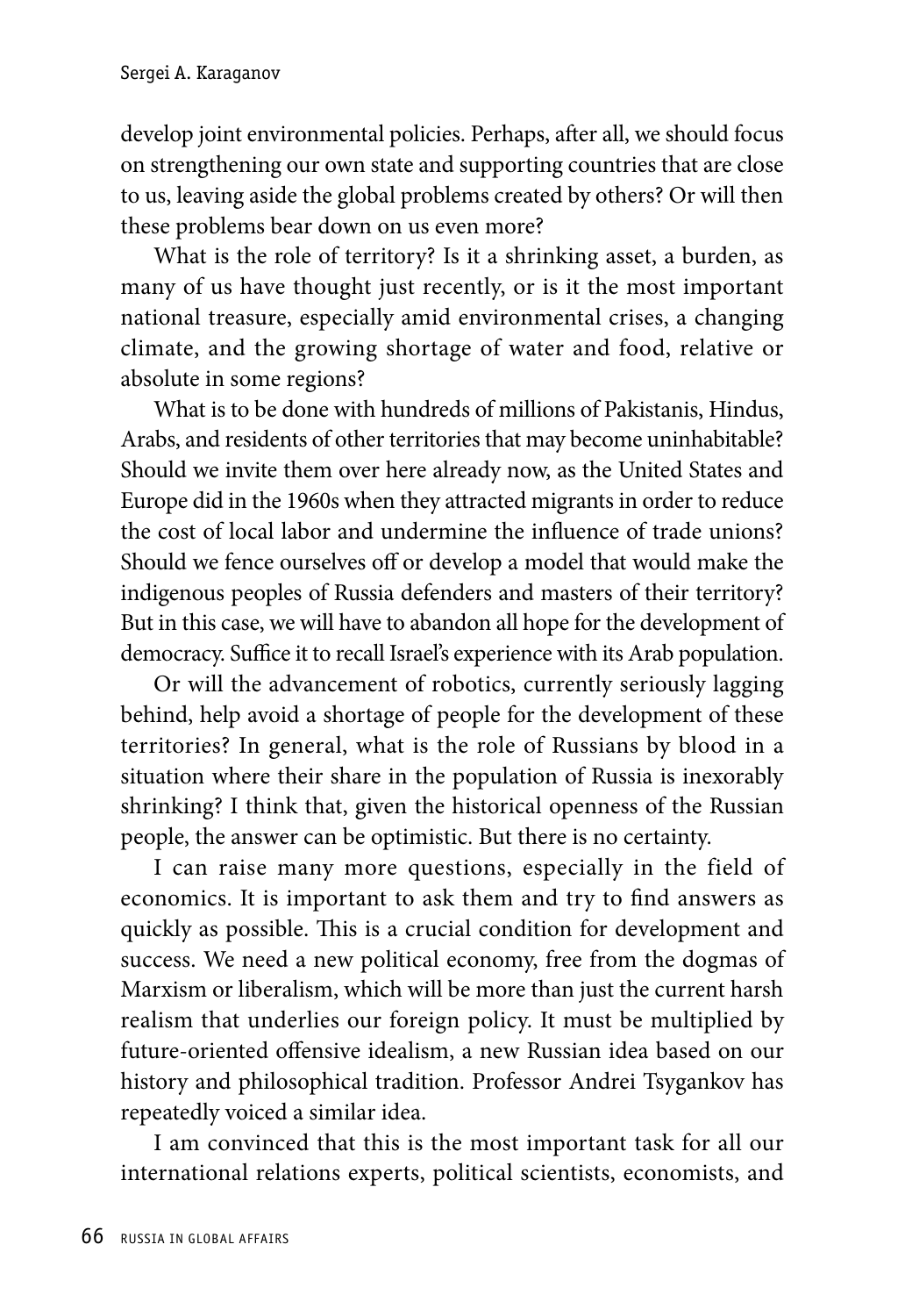develop joint environmental policies. Perhaps, after all, we should focus on strengthening our own state and supporting countries that are close to us, leaving aside the global problems created by others? Or will then these problems bear down on us even more?

What is the role of territory? Is it a shrinking asset, a burden, as many of us have thought just recently, or is it the most important national treasure, especially amid environmental crises, a changing climate, and the growing shortage of water and food, relative or absolute in some regions?

What is to be done with hundreds of millions of Pakistanis, Hindus, Arabs, and residents of other territories that may become uninhabitable? Should we invite them over here already now, as the United States and Europe did in the 1960s when they attracted migrants in order to reduce the cost of local labor and undermine the influence of trade unions? Should we fence ourselves off or develop a model that would make the indigenous peoples of Russia defenders and masters of their territory? But in this case, we will have to abandon all hope for the development of democracy. Suffice it to recall Israel's experience with its Arab population.

Or will the advancement of robotics, currently seriously lagging behind, help avoid a shortage of people for the development of these territories? In general, what is the role of Russians by blood in a situation where their share in the population of Russia is inexorably shrinking? I think that, given the historical openness of the Russian people, the answer can be optimistic. But there is no certainty.

I can raise many more questions, especially in the field of economics. It is important to ask them and try to find answers as quickly as possible. This is a crucial condition for development and success. We need a new political economy, free from the dogmas of Marxism or liberalism, which will be more than just the current harsh realism that underlies our foreign policy. It must be multiplied by future-oriented offensive idealism, a new Russian idea based on our history and philosophical tradition. Professor Andrei Tsygankov has repeatedly voiced a similar idea.

I am convinced that this is the most important task for all our international relations experts, political scientists, economists, and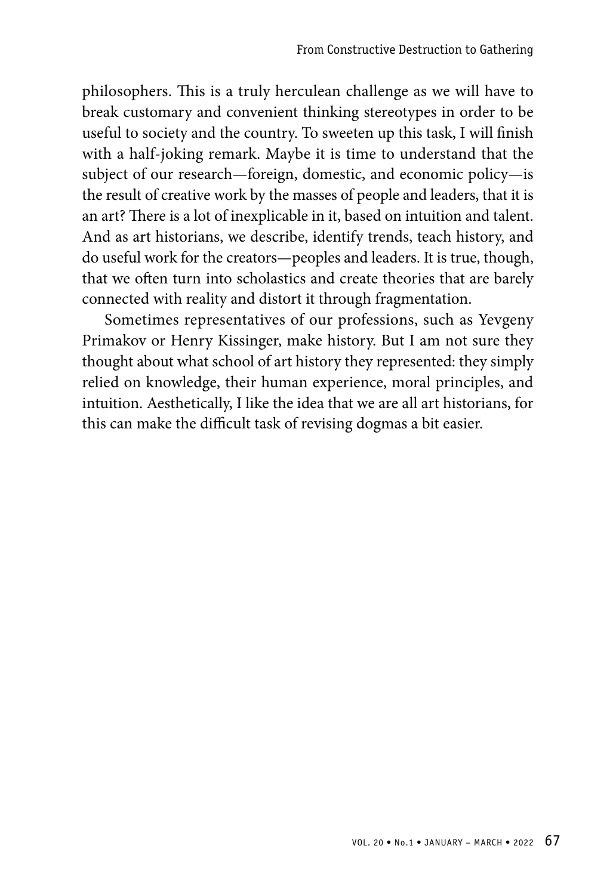philosophers. This is a truly herculean challenge as we will have to break customary and convenient thinking stereotypes in order to be useful to society and the country. To sweeten up this task, I will finish with a half-joking remark. Maybe it is time to understand that the subject of our research—foreign, domestic, and economic policy—is the result of creative work by the masses of people and leaders, that it is an art? There is a lot of inexplicable in it, based on intuition and talent. And as art historians, we describe, identify trends, teach history, and do useful work for the creators—peoples and leaders. It is true, though, that we often turn into scholastics and create theories that are barely connected with reality and distort it through fragmentation.

Sometimes representatives of our professions, such as Yevgeny Primakov or Henry Kissinger, make history. But I am not sure they thought about what school of art history they represented: they simply relied on knowledge, their human experience, moral principles, and intuition. Aesthetically, I like the idea that we are all art historians, for this can make the difficult task of revising dogmas a bit easier.